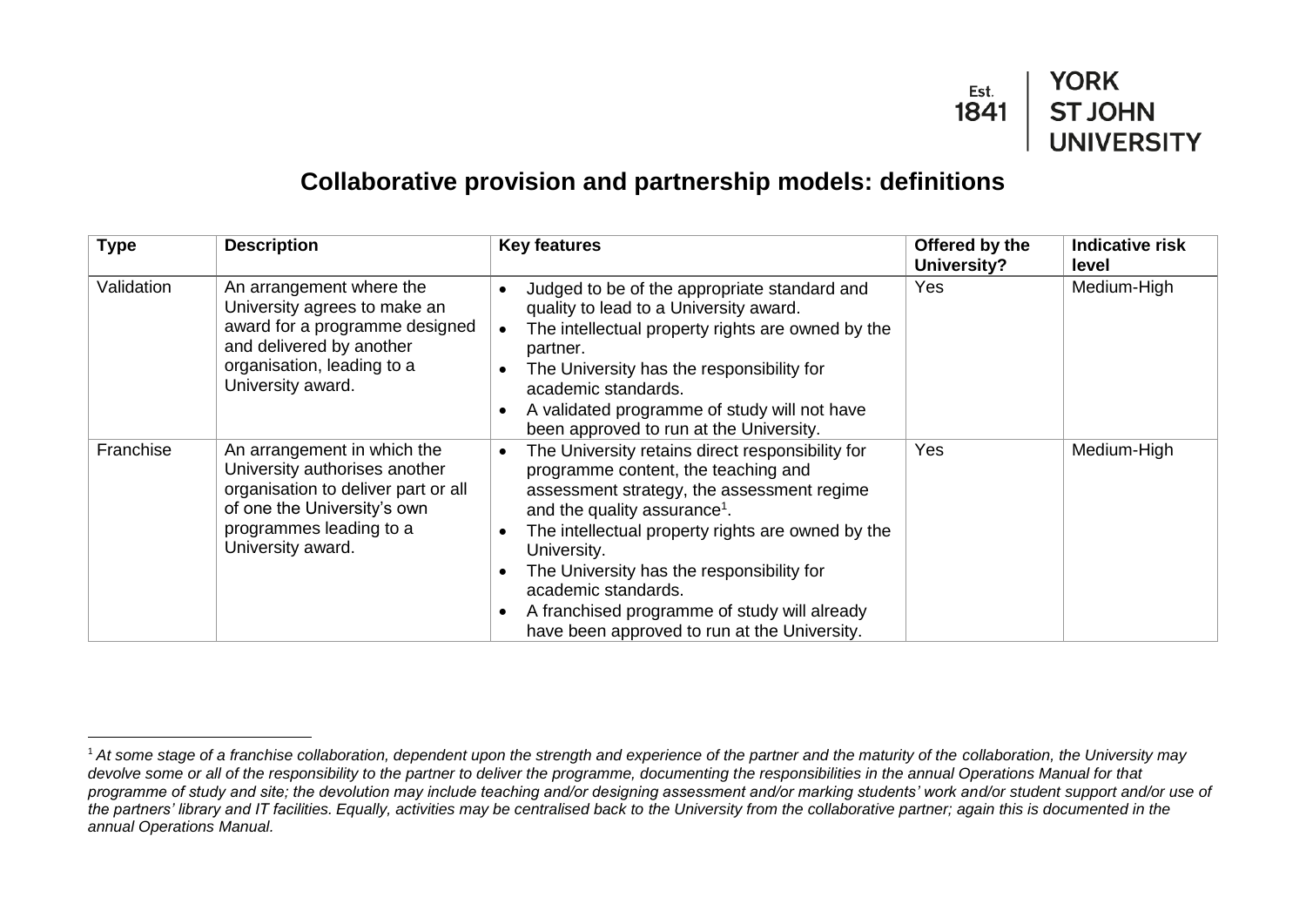# Collaborative provision and partnership models: definitions

| Type | Description | Key features | Offered by the University? | Indicative risk level |
|---|---|---|---|---|
| Validation | An arrangement where the University agrees to make an award for a programme designed and delivered by another organisation, leading to a University award. | • Judged to be of the appropriate standard and quality to lead to a University award.<br>• The intellectual property rights are owned by the partner.<br>• The University has the responsibility for academic standards.<br>• A validated programme of study will not have been approved to run at the University. | Yes | Medium-High |
| Franchise | An arrangement in which the University authorises another organisation to deliver part or all of one the University's own programmes leading to a University award. | • The University retains direct responsibility for programme content, the teaching and assessment strategy, the assessment regime and the quality assurance[1].<br>• The intellectual property rights are owned by the University.<br>• The University has the responsibility for academic standards.<br>• A franchised programme of study will already have been approved to run at the University. | Yes | Medium-High |

[1] *At some stage of a franchise collaboration, dependent upon the strength and experience of the partner and the maturity of the collaboration, the University may devolve some or all of the responsibility to the partner to deliver the programme, documenting the responsibilities in the annual Operations Manual for that programme of study and site; the devolution may include teaching and/or designing assessment and/or marking students' work and/or student support and/or use of the partners' library and IT facilities. Equally, activities may be centralised back to the University from the collaborative partner; again this is documented in the annual Operations Manual.*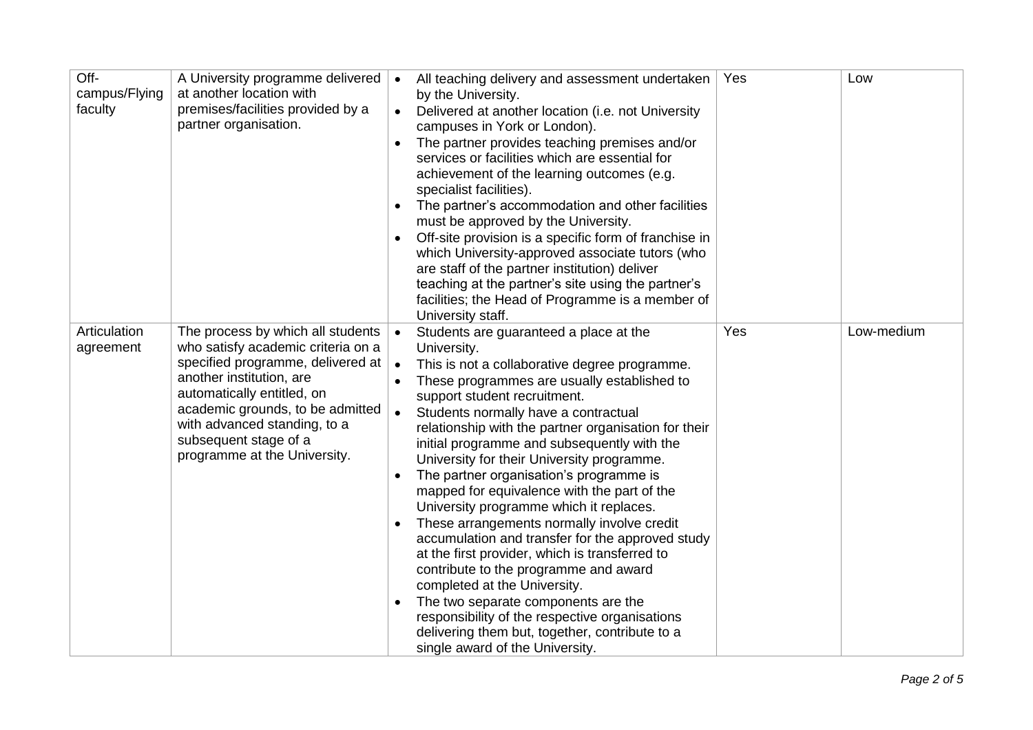| | | | | |
|---|---|---|---|---|
| Off-campus/Flying faculty | A University programme delivered at another location with premises/facilities provided by a partner organisation. | • All teaching delivery and assessment undertaken by the University.<br>• Delivered at another location (i.e. not University campuses in York or London).<br>• The partner provides teaching premises and/or services or facilities which are essential for achievement of the learning outcomes (e.g. specialist facilities).<br>• The partner's accommodation and other facilities must be approved by the University.<br>• Off-site provision is a specific form of franchise in which University-approved associate tutors (who are staff of the partner institution) deliver teaching at the partner's site using the partner's facilities; the Head of Programme is a member of University staff. | Yes | Low |
| Articulation agreement | The process by which all students who satisfy academic criteria on a specified programme, delivered at another institution, are automatically entitled, on academic grounds, to be admitted with advanced standing, to a subsequent stage of a programme at the University. | • Students are guaranteed a place at the University.<br>• This is not a collaborative degree programme.<br>• These programmes are usually established to support student recruitment.<br>• Students normally have a contractual relationship with the partner organisation for their initial programme and subsequently with the University for their University programme.<br>• The partner organisation's programme is mapped for equivalence with the part of the University programme which it replaces.<br>• These arrangements normally involve credit accumulation and transfer for the approved study at the first provider, which is transferred to contribute to the programme and award completed at the University.<br>• The two separate components are the responsibility of the respective organisations delivering them but, together, contribute to a single award of the University. | Yes | Low-medium |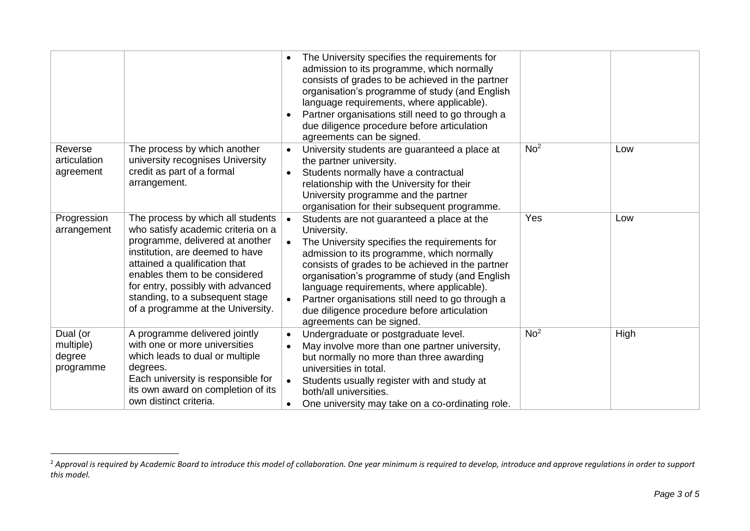| | | | | |
|---|---|---|---|---|
| | | • The University specifies the requirements for admission to its programme, which normally consists of grades to be achieved in the partner organisation's programme of study (and English language requirements, where applicable).<br>• Partner organisations still need to go through a due diligence procedure before articulation agreements can be signed. | | |
| Reverse articulation agreement | The process by which another university recognises University credit as part of a formal arrangement. | • University students are guaranteed a place at the partner university.<br>• Students normally have a contractual relationship with the University for their University programme and the partner organisation for their subsequent programme. | No[2] | Low |
| Progression arrangement | The process by which all students who satisfy academic criteria on a programme, delivered at another institution, are deemed to have attained a qualification that enables them to be considered for entry, possibly with advanced standing, to a subsequent stage of a programme at the University. | • Students are not guaranteed a place at the University.<br>• The University specifies the requirements for admission to its programme, which normally consists of grades to be achieved in the partner organisation's programme of study (and English language requirements, where applicable).<br>• Partner organisations still need to go through a due diligence procedure before articulation agreements can be signed. | Yes | Low |
| Dual (or multiple) degree programme | A programme delivered jointly with one or more universities which leads to dual or multiple degrees.<br>Each university is responsible for its own award on completion of its own distinct criteria. | • Undergraduate or postgraduate level.<br>• May involve more than one partner university, but normally no more than three awarding universities in total.<br>• Students usually register with and study at both/all universities.<br>• One university may take on a co-ordinating role. | No[2] | High |

[2] *Approval is required by Academic Board to introduce this model of collaboration. One year minimum is required to develop, introduce and approve regulations in order to support this model.*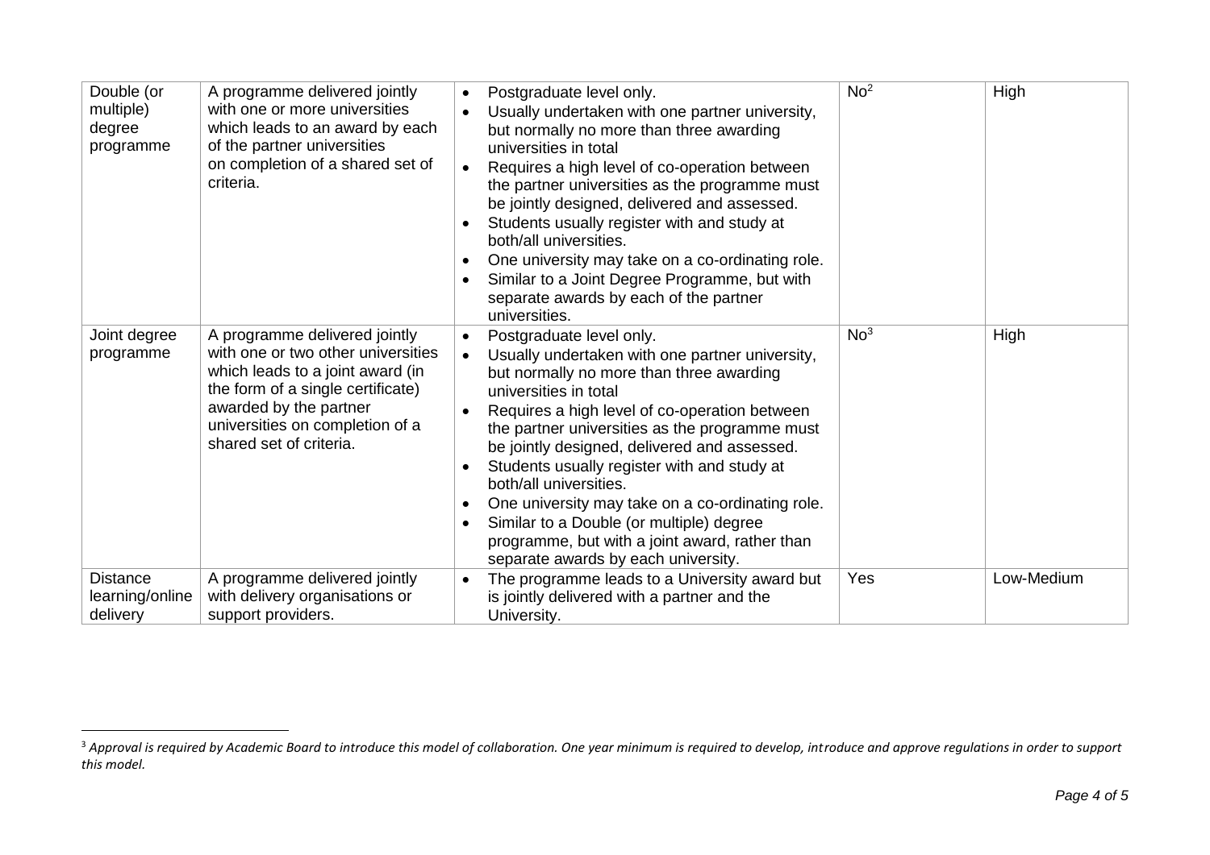| | | | | |
|---|---|---|---|---|
| Double (or multiple) degree programme | A programme delivered jointly with one or more universities which leads to an award by each of the partner universities on completion of a shared set of criteria. | • Postgraduate level only.<br>• Usually undertaken with one partner university, but normally no more than three awarding universities in total<br>• Requires a high level of co-operation between the partner universities as the programme must be jointly designed, delivered and assessed.<br>• Students usually register with and study at both/all universities.<br>• One university may take on a co-ordinating role.<br>• Similar to a Joint Degree Programme, but with separate awards by each of the partner universities. | No[2] | High |
| Joint degree programme | A programme delivered jointly with one or two other universities which leads to a joint award (in the form of a single certificate) awarded by the partner universities on completion of a shared set of criteria. | • Postgraduate level only.<br>• Usually undertaken with one partner university, but normally no more than three awarding universities in total<br>• Requires a high level of co-operation between the partner universities as the programme must be jointly designed, delivered and assessed.<br>• Students usually register with and study at both/all universities.<br>• One university may take on a co-ordinating role.<br>• Similar to a Double (or multiple) degree programme, but with a joint award, rather than separate awards by each university. | No[3] | High |
| Distance learning/online delivery | A programme delivered jointly with delivery organisations or support providers. | • The programme leads to a University award but is jointly delivered with a partner and the University. | Yes | Low-Medium |

[3] *Approval is required by Academic Board to introduce this model of collaboration. One year minimum is required to develop, introduce and approve regulations in order to support this model.*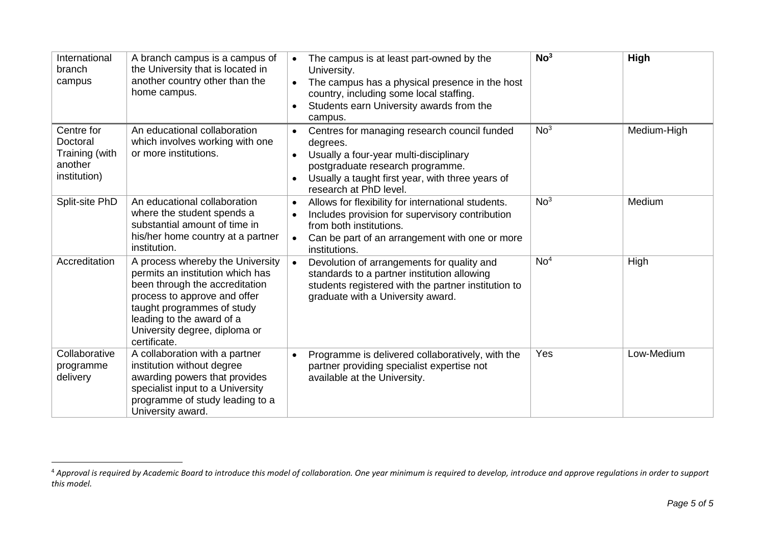| | | | | |
|---|---|---|---|---|
| International branch campus | A branch campus is a campus of the University that is located in another country other than the home campus. | • The campus is at least part-owned by the University.<br>• The campus has a physical presence in the host country, including some local staffing.<br>• Students earn University awards from the campus. | **No[3]** | **High** |
| Centre for Doctoral Training (with another institution) | An educational collaboration which involves working with one or more institutions. | • Centres for managing research council funded degrees.<br>• Usually a four-year multi-disciplinary postgraduate research programme.<br>• Usually a taught first year, with three years of research at PhD level. | No[3] | Medium-High |
| Split-site PhD | An educational collaboration where the student spends a substantial amount of time in his/her home country at a partner institution. | • Allows for flexibility for international students.<br>• Includes provision for supervisory contribution from both institutions.<br>• Can be part of an arrangement with one or more institutions. | No[3] | Medium |
| Accreditation | A process whereby the University permits an institution which has been through the accreditation process to approve and offer taught programmes of study leading to the award of a University degree, diploma or certificate. | • Devolution of arrangements for quality and standards to a partner institution allowing students registered with the partner institution to graduate with a University award. | No[4] | High |
| Collaborative programme delivery | A collaboration with a partner institution without degree awarding powers that provides specialist input to a University programme of study leading to a University award. | • Programme is delivered collaboratively, with the partner providing specialist expertise not available at the University. | Yes | Low-Medium |

[4] *Approval is required by Academic Board to introduce this model of collaboration. One year minimum is required to develop, introduce and approve regulations in order to support this model.*